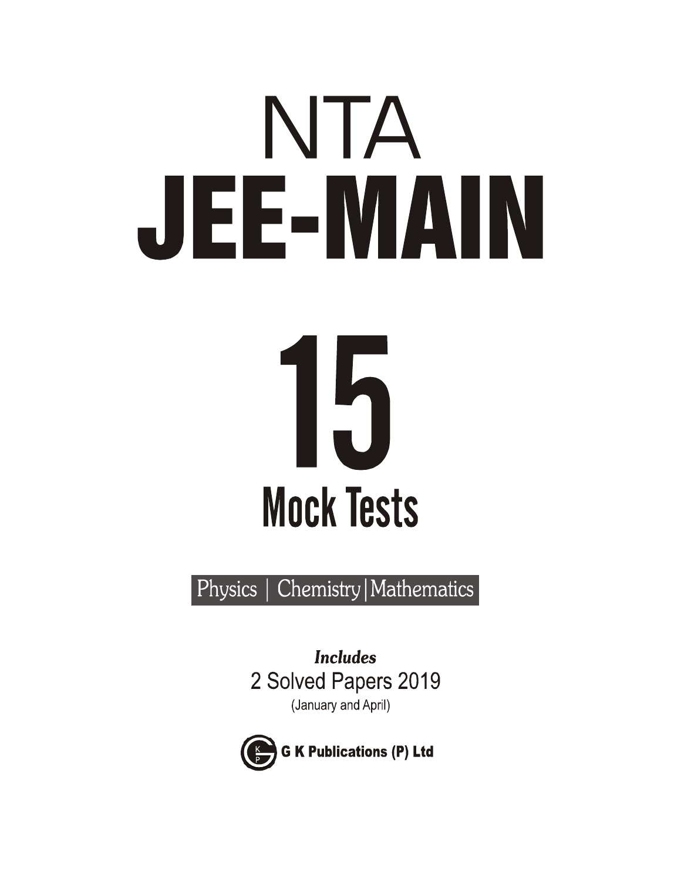# NTA
# JEE-MAIN

# 15
## Mock Tests

Physics | Chemistry | Mathematics

***Includes***

2 Solved Papers 2019

(January and April)

G K Publications (P) Ltd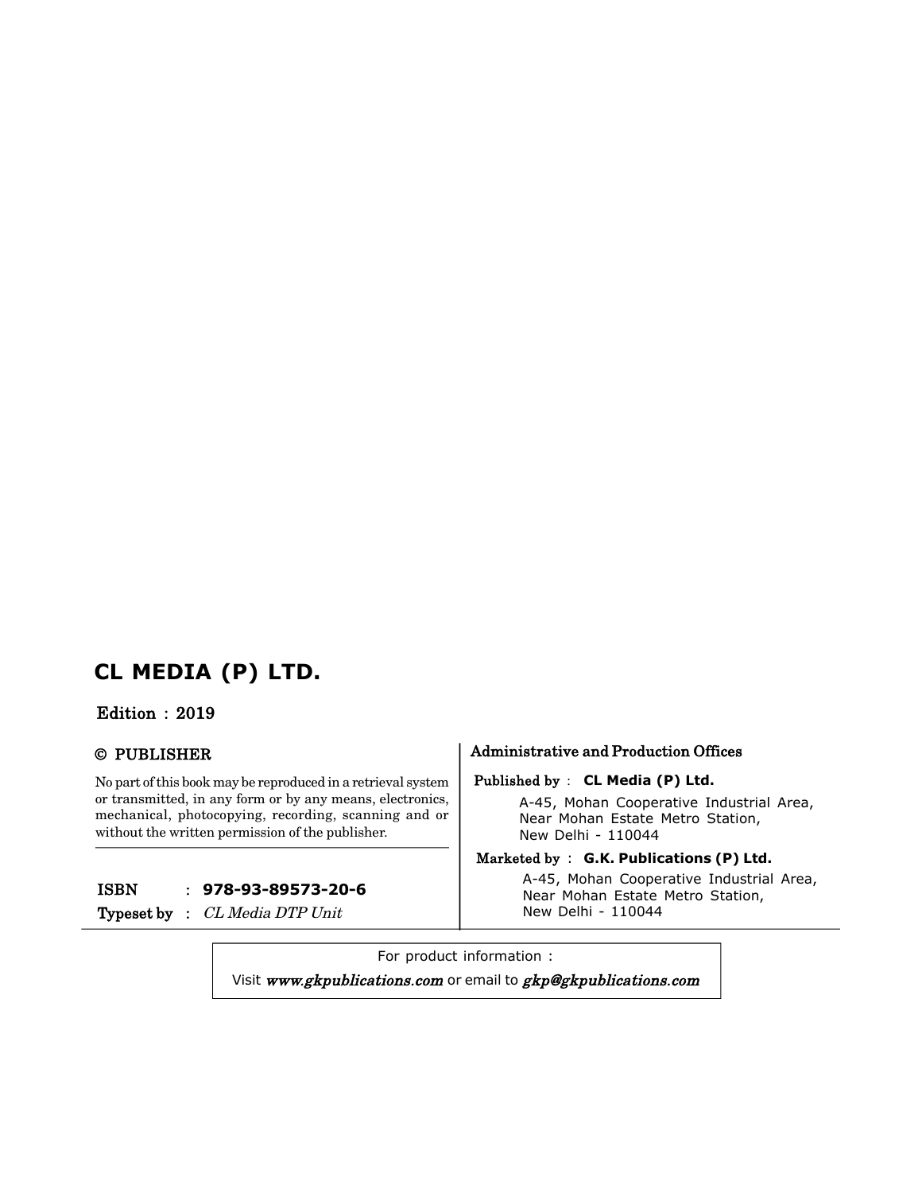# CL MEDIA (P) LTD.

**Edition : 2019**

© PUBLISHER

No part of this book may be reproduced in a retrieval system or transmitted, in any form or by any means, electronics, mechanical, photocopying, recording, scanning and or without the written permission of the publisher.

**ISBN** : **978-93-89573-20-6**

**Typeset by** : *CL Media DTP Unit*

**Administrative and Production Offices**

**Published by** : **CL Media (P) Ltd.**

A-45, Mohan Cooperative Industrial Area,
Near Mohan Estate Metro Station,
New Delhi - 110044

**Marketed by** : **G.K. Publications (P) Ltd.**

A-45, Mohan Cooperative Industrial Area,
Near Mohan Estate Metro Station,
New Delhi - 110044

For product information :

Visit ***www.gkpublications.com*** or email to ***gkp@gkpublications.com***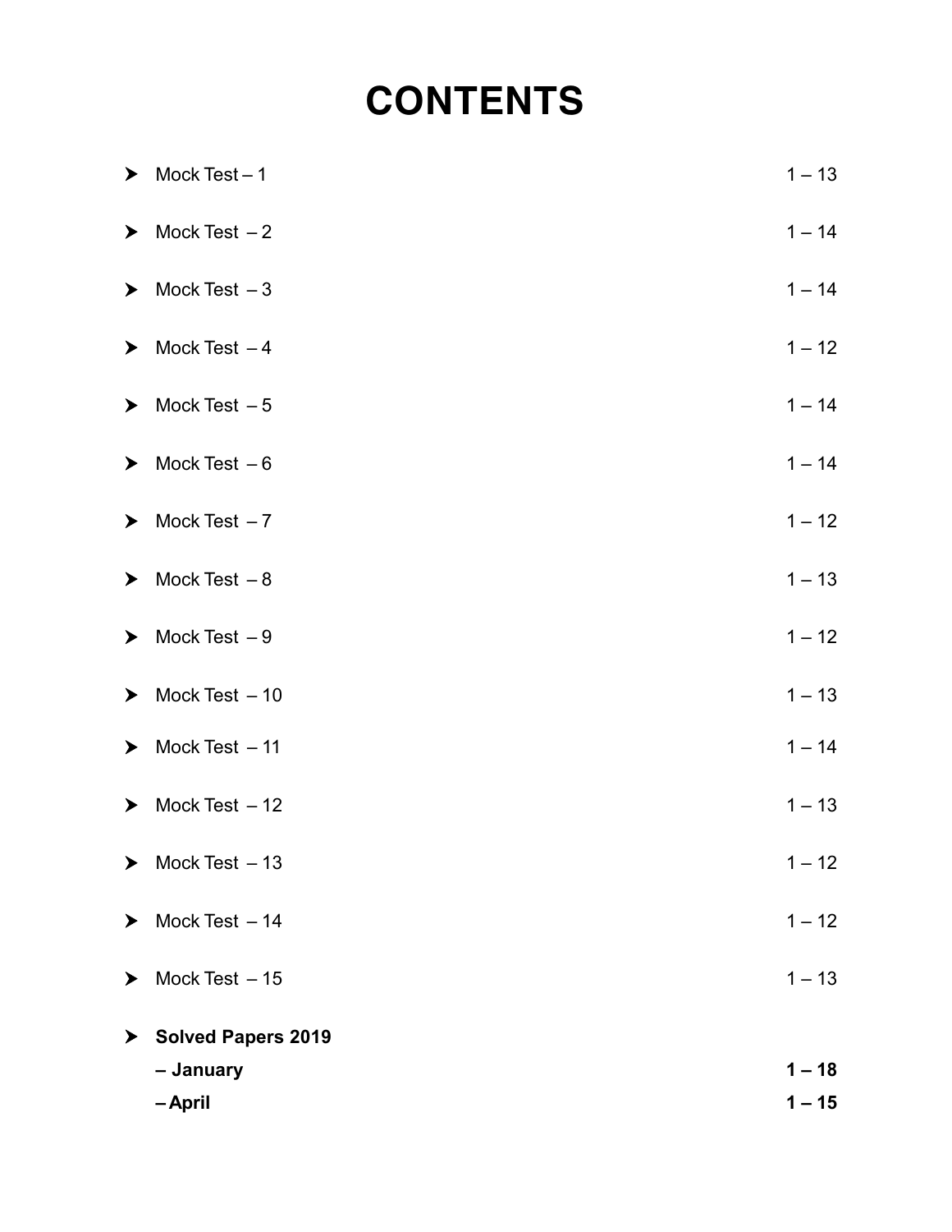# CONTENTS

| | |
|---|---|
| ➤ Mock Test – 1 | 1 – 13 |
| ➤ Mock Test – 2 | 1 – 14 |
| ➤ Mock Test – 3 | 1 – 14 |
| ➤ Mock Test – 4 | 1 – 12 |
| ➤ Mock Test – 5 | 1 – 14 |
| ➤ Mock Test – 6 | 1 – 14 |
| ➤ Mock Test – 7 | 1 – 12 |
| ➤ Mock Test – 8 | 1 – 13 |
| ➤ Mock Test – 9 | 1 – 12 |
| ➤ Mock Test – 10 | 1 – 13 |
| ➤ Mock Test – 11 | 1 – 14 |
| ➤ Mock Test – 12 | 1 – 13 |
| ➤ Mock Test – 13 | 1 – 12 |
| ➤ Mock Test – 14 | 1 – 12 |
| ➤ Mock Test – 15 | 1 – 13 |
| ➤ **Solved Papers 2019** | |
| **– January** | **1 – 18** |
| **– April** | **1 – 15** |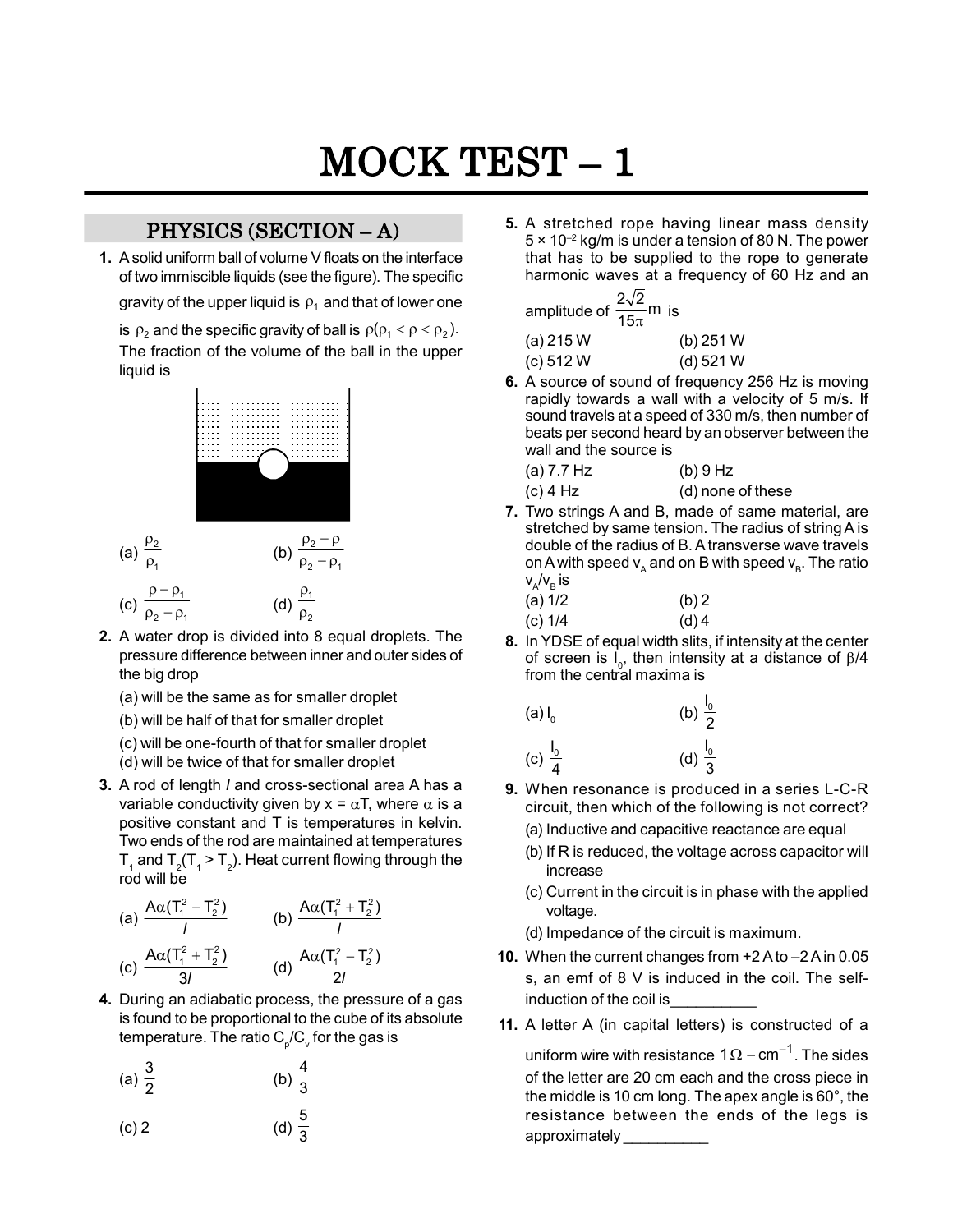# MOCK TEST – 1

## PHYSICS (SECTION – A)

**1.** A solid uniform ball of volume V floats on the interface of two immiscible liquids (see the figure). The specific gravity of the upper liquid is $\rho_1$ and that of lower one is $\rho_2$ and the specific gravity of ball is $\rho(\rho_1 < \rho < \rho_2)$. The fraction of the volume of the ball in the upper liquid is

(a) $\frac{\rho_2}{\rho_1}$ (b) $\frac{\rho_2 - \rho}{\rho_2 - \rho_1}$

(c) $\frac{\rho - \rho_1}{\rho_2 - \rho_1}$ (d) $\frac{\rho_1}{\rho_2}$

**2.** A water drop is divided into 8 equal droplets. The pressure difference between inner and outer sides of the big drop

(a) will be the same as for smaller droplet

(b) will be half of that for smaller droplet

(c) will be one-fourth of that for smaller droplet

(d) will be twice of that for smaller droplet

**3.** A rod of length $l$ and cross-sectional area A has a variable conductivity given by $x = \alpha T$, where $\alpha$ is a positive constant and T is temperatures in kelvin. Two ends of the rod are maintained at temperatures $T_1$ and $T_2(T_1 > T_2)$. Heat current flowing through the rod will be

(a) $\frac{A\alpha(T_1^2 - T_2^2)}{l}$ (b) $\frac{A\alpha(T_1^2 + T_2^2)}{l}$

(c) $\frac{A\alpha(T_1^2 + T_2^2)}{3l}$ (d) $\frac{A\alpha(T_1^2 - T_2^2)}{2l}$

**4.** During an adiabatic process, the pressure of a gas is found to be proportional to the cube of its absolute temperature. The ratio $C_p/C_v$ for the gas is

(a) $\frac{3}{2}$ (b) $\frac{4}{3}$

(c) 2 (d) $\frac{5}{3}$

**5.** A stretched rope having linear mass density $5 \times 10^{-2}$ kg/m is under a tension of 80 N. The power that has to be supplied to the rope to generate harmonic waves at a frequency of 60 Hz and an amplitude of $\frac{2\sqrt{2}}{15\pi}$ m is

(a) 215 W (b) 251 W

(c) 512 W (d) 521 W

**6.** A source of sound of frequency 256 Hz is moving rapidly towards a wall with a velocity of 5 m/s. If sound travels at a speed of 330 m/s, then number of beats per second heard by an observer between the wall and the source is

(a) 7.7 Hz (b) 9 Hz

(c) 4 Hz (d) none of these

**7.** Two strings A and B, made of same material, are stretched by same tension. The radius of string A is double of the radius of B. A transverse wave travels on A with speed $v_A$ and on B with speed $v_B$. The ratio $v_A/v_B$ is

(a) 1/2 (b) 2

(c) 1/4 (d) 4

**8.** In YDSE of equal width slits, if intensity at the center of screen is $I_0$, then intensity at a distance of $\beta/4$ from the central maxima is

(a) $I_0$ (b) $\frac{I_0}{2}$

(c) $\frac{I_0}{4}$ (d) $\frac{I_0}{3}$

**9.** When resonance is produced in a series L-C-R circuit, then which of the following is not correct?

(a) Inductive and capacitive reactance are equal

(b) If R is reduced, the voltage across capacitor will increase

(c) Current in the circuit is in phase with the applied voltage.

(d) Impedance of the circuit is maximum.

**10.** When the current changes from +2 A to –2 A in 0.05 s, an emf of 8 V is induced in the coil. The self-induction of the coil is__________

**11.** A letter A (in capital letters) is constructed of a uniform wire with resistance $1\,\Omega - \text{cm}^{-1}$. The sides of the letter are 20 cm each and the cross piece in the middle is 10 cm long. The apex angle is 60°, the resistance between the ends of the legs is approximately__________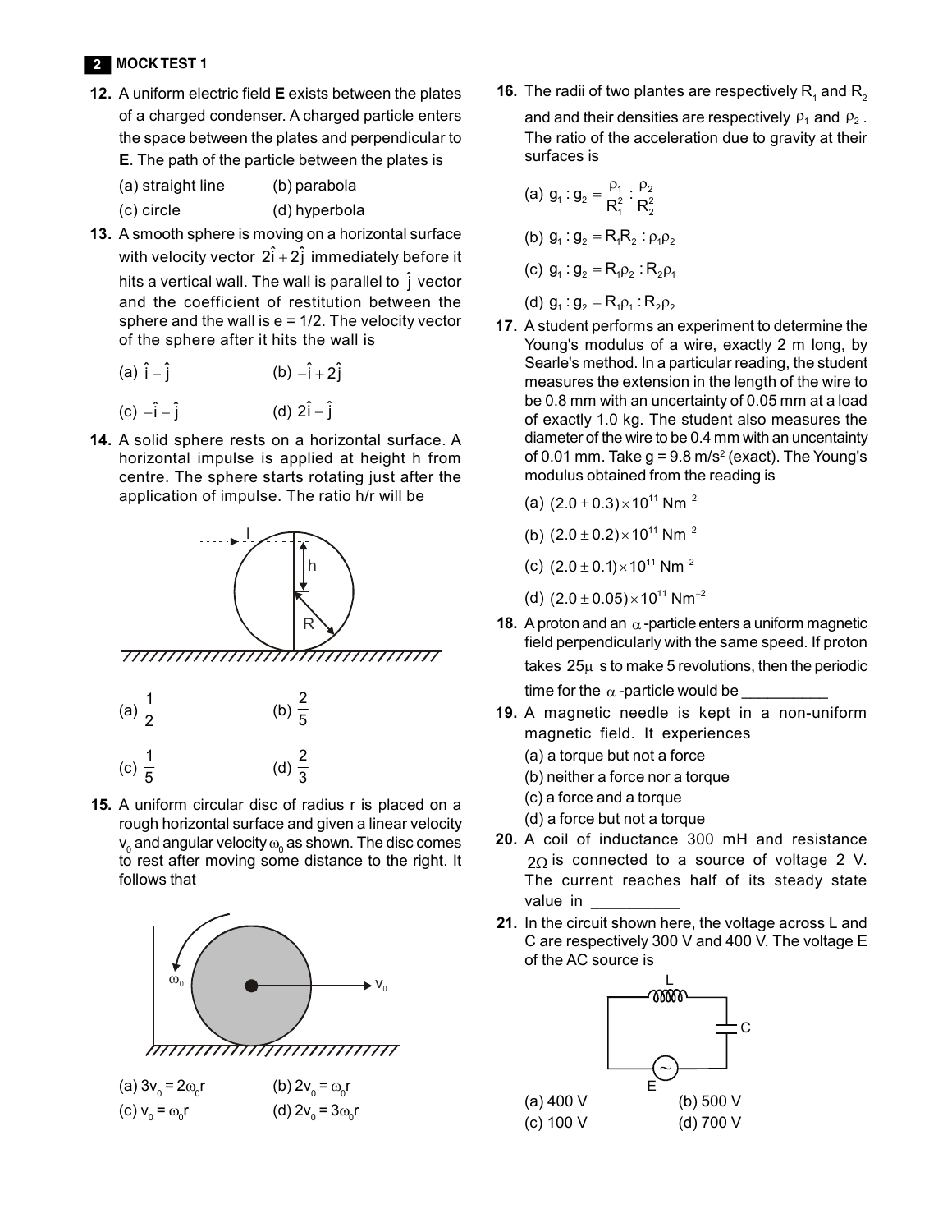**12.** A uniform electric field **E** exists between the plates of a charged condenser. A charged particle enters the space between the plates and perpendicular to **E**. The path of the particle between the plates is

(a) straight line (b) parabola
(c) circle (d) hyperbola

**13.** A smooth sphere is moving on a horizontal surface with velocity vector $2\hat{i} + 2\hat{j}$ immediately before it hits a vertical wall. The wall is parallel to $\hat{j}$ vector and the coefficient of restitution between the sphere and the wall is e = 1/2. The velocity vector of the sphere after it hits the wall is

(a) $\hat{i} - \hat{j}$ (b) $-\hat{i} + 2\hat{j}$
(c) $-\hat{i} - \hat{j}$ (d) $2\hat{i} - \hat{j}$

**14.** A solid sphere rests on a horizontal surface. A horizontal impulse is applied at height h from centre. The sphere starts rotating just after the application of impulse. The ratio h/r will be

(a) $\frac{1}{2}$ (b) $\frac{2}{5}$
(c) $\frac{1}{5}$ (d) $\frac{2}{3}$

**15.** A uniform circular disc of radius r is placed on a rough horizontal surface and given a linear velocity $v_0$ and angular velocity $\omega_0$ as shown. The disc comes to rest after moving some distance to the right. It follows that

(a) $3v_0 = 2\omega_0 r$ (b) $2v_0 = \omega_0 r$
(c) $v_0 = \omega_0 r$ (d) $2v_0 = 3\omega_0 r$

**16.** The radii of two plantes are respectively $R_1$ and $R_2$ and and their densities are respectively $\rho_1$ and $\rho_2$. The ratio of the acceleration due to gravity at their surfaces is

(a) $g_1 : g_2 = \frac{\rho_1}{R_1^2} : \frac{\rho_2}{R_2^2}$
(b) $g_1 : g_2 = R_1 R_2 : \rho_1 \rho_2$
(c) $g_1 : g_2 = R_1 \rho_2 : R_2 \rho_1$
(d) $g_1 : g_2 = R_1 \rho_1 : R_2 \rho_2$

**17.** A student performs an experiment to determine the Young's modulus of a wire, exactly 2 m long, by Searle's method. In a particular reading, the student measures the extension in the length of the wire to be 0.8 mm with an uncertainty of 0.05 mm at a load of exactly 1.0 kg. The student also measures the diameter of the wire to be 0.4 mm with an uncentainty of 0.01 mm. Take g = 9.8 m/s$^2$ (exact). The Young's modulus obtained from the reading is

(a) $(2.0 \pm 0.3) \times 10^{11}$ Nm$^{-2}$
(b) $(2.0 \pm 0.2) \times 10^{11}$ Nm$^{-2}$
(c) $(2.0 \pm 0.1) \times 10^{11}$ Nm$^{-2}$
(d) $(2.0 \pm 0.05) \times 10^{11}$ Nm$^{-2}$

**18.** A proton and an $\alpha$-particle enters a uniform magnetic field perpendicularly with the same speed. If proton takes $25\mu$ s to make 5 revolutions, then the periodic time for the $\alpha$-particle would be __________

**19.** A magnetic needle is kept in a non-uniform magnetic field. It experiences

(a) a torque but not a force
(b) neither a force nor a torque
(c) a force and a torque
(d) a force but not a torque

**20.** A coil of inductance 300 mH and resistance $2\Omega$ is connected to a source of voltage 2 V. The current reaches half of its steady state value in __________

**21.** In the circuit shown here, the voltage across L and C are respectively 300 V and 400 V. The voltage E of the AC source is

(a) 400 V (b) 500 V
(c) 100 V (d) 700 V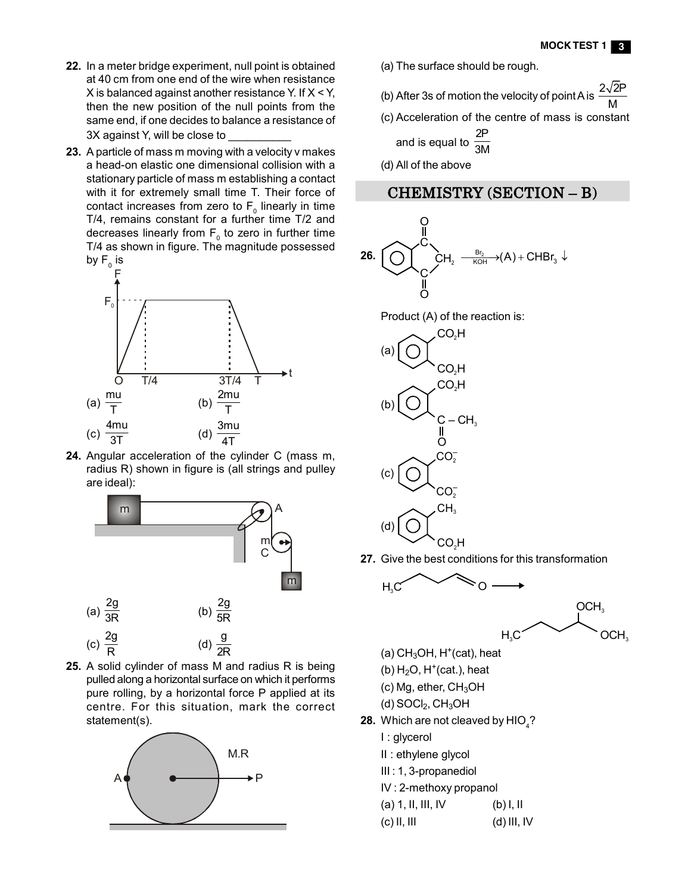22. In a meter bridge experiment, null point is obtained at 40 cm from one end of the wire when resistance X is balanced against another resistance Y. If X < Y, then the new position of the null points from the same end, if one decides to balance a resistance of 3X against Y, will be close to __________

23. A particle of mass m moving with a velocity v makes a head-on elastic one dimensional collision with a stationary particle of mass m establishing a contact with it for extremely small time T. Their force of contact increases from zero to $F_0$ linearly in time T/4, remains constant for a further time T/2 and decreases linearly from $F_0$ to zero in further time T/4 as shown in figure. The magnitude possessed by $F_0$ is

(a) $\frac{mu}{T}$ (b) $\frac{2mu}{T}$

(c) $\frac{4mu}{3T}$ (d) $\frac{3mu}{4T}$

24. Angular acceleration of the cylinder C (mass m, radius R) shown in figure is (all strings and pulley are ideal):

(a) $\frac{2g}{3R}$ (b) $\frac{2g}{5R}$

(c) $\frac{2g}{R}$ (d) $\frac{g}{2R}$

25. A solid cylinder of mass M and radius R is being pulled along a horizontal surface on which it performs pure rolling, by a horizontal force P applied at its centre. For this situation, mark the correct statement(s).

(a) The surface should be rough.

(b) After 3s of motion the velocity of point A is $\frac{2\sqrt{2}P}{M}$

(c) Acceleration of the centre of mass is constant and is equal to $\frac{2P}{3M}$

(d) All of the above

## CHEMISTRY (SECTION – B)

26. (Indane-1,3-dione: benzene ring fused with C(=O)–$CH_2$–C(=O)) $\xrightarrow[KOH]{Br_2}$ $(A) + CHBr_3 \downarrow$

Product (A) of the reaction is:

(a) benzene ring with ortho $CO_2H$, $CO_2H$

(b) benzene ring with ortho $CO_2H$, $C(=O)-CH_3$

(c) benzene ring with ortho $CO_2^-$, $CO_2^-$

(d) benzene ring with ortho $CH_3$, $CO_2H$

27. Give the best conditions for this transformation

$H_3C-CH_2-CH_2-CH=O \longrightarrow H_3C-CH_2-CH_2-CH(OCH_3)_2$

(a) $CH_3OH$, $H^+$(cat), heat

(b) $H_2O$, $H^+$(cat.), heat

(c) Mg, ether, $CH_3OH$

(d) $SOCl_2$, $CH_3OH$

28. Which are not cleaved by $HIO_4$?

I : glycerol

II : ethylene glycol

III : 1, 3-propanediol

IV : 2-methoxy propanol

(a) 1, II, III, IV (b) I, II

(c) II, III (d) III, IV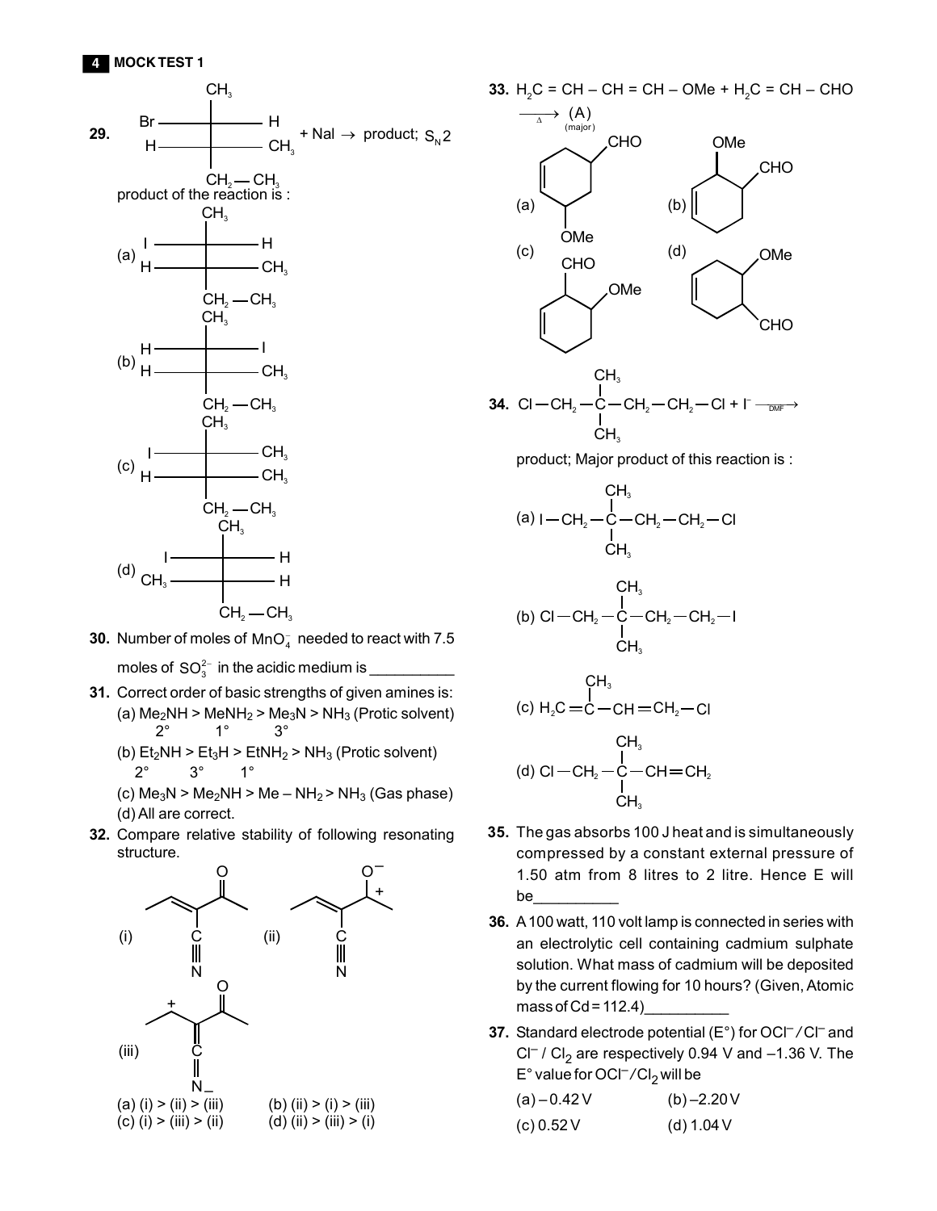**29.** 

$$\begin{array}{c} CH_3 \\ Br - \!\!\!\!-\!\!\!\!+\!\!\!\!-\!\!\!\!- H \\ H - \!\!\!\!-\!\!\!\!+\!\!\!\!-\!\!\!\!- CH_3 \\ CH_2-CH_3 \end{array}$$ + NaI → product; $S_N2$

product of the reaction is :

(a) Fischer projection: top $CH_3$; upper row: I (left), H (right); lower row: H (left), $CH_3$ (right); bottom $CH_2-CH_3$

(b) Fischer projection: top $CH_3$; upper row: H (left), I (right); lower row: H (left), $CH_3$ (right); bottom $CH_2-CH_3$

(c) Fischer projection: top $CH_3$; upper row: I (left), $CH_3$ (right); lower row: H (left), $CH_3$ (right); bottom $CH_2-CH_3$

(d) Fischer projection: top $CH_3$; upper row: I (left), H (right); lower row: $CH_3$ (left), H (right); bottom $CH_2-CH_3$

**30.** Number of moles of $MnO_4^-$ needed to react with 7.5 moles of $SO_3^{2-}$ in the acidic medium is __________

**31.** Correct order of basic strengths of given amines is:

(a) $Me_2NH > MeNH_2 > Me_3N > NH_3$ (Protic solvent)
    2° 1° 3°

(b) $Et_2NH > Et_3H > EtNH_2 > NH_3$ (Protic solvent)
    2° 3° 1°

(c) $Me_3N > Me_2NH > Me-NH_2 > NH_3$ (Gas phase)

(d) All are correct.

**32.** Compare relative stability of following resonating structure.

(i) $CH_3-CH=C(C\equiv N)-C(=O)-CH_3$

(ii) $CH_3-CH=C(C\equiv N)-C^+(O^-)-CH_3$

(iii) $CH_3-CH^+-C(=C=N^-)-C(=O)-CH_3$

(a) (i) > (ii) > (iii) (b) (ii) > (i) > (iii)
(c) (i) > (iii) > (ii) (d) (ii) > (iii) > (i)

**33.** $H_2C=CH-CH=CH-OMe + H_2C=CH-CHO \xrightarrow{\Delta}$ (A) (major)

(a) cyclohexene with CHO and OMe in 1,4-relationship (4-methoxycyclohex-2-ene carbaldehyde type)
(b) cyclohexene with OMe and CHO on adjacent carbons, OMe adjacent to the double bond
(c) cyclohexene with CHO adjacent to the double bond and OMe on the next carbon
(d) cyclohexene with OMe and CHO on adjacent carbons, away from the double bond

**34.** $Cl-CH_2-C(CH_3)_2-CH_2-CH_2-Cl + I^- \xrightarrow{DMF}$

product; Major product of this reaction is :

(a) $I-CH_2-C(CH_3)_2-CH_2-CH_2-Cl$

(b) $Cl-CH_2-C(CH_3)_2-CH_2-CH_2-I$

(c) $H_2C=C(CH_3)-CH=CH_2-Cl$

(d) $Cl-CH_2-C(CH_3)_2-CH=CH_2$

**35.** The gas absorbs 100 J heat and is simultaneously compressed by a constant external pressure of 1.50 atm from 8 litres to 2 litre. Hence E will be__________

**36.** A 100 watt, 110 volt lamp is connected in series with an electrolytic cell containing cadmium sulphate solution. What mass of cadmium will be deposited by the current flowing for 10 hours? (Given, Atomic mass of Cd = 112.4)__________

**37.** Standard electrode potential (E°) for $OCl^-/Cl^-$ and $Cl^-/Cl_2$ are respectively 0.94 V and –1.36 V. The E° value for $OCl^-/Cl_2$ will be

(a) –0.42 V (b) –2.20 V
(c) 0.52 V (d) 1.04 V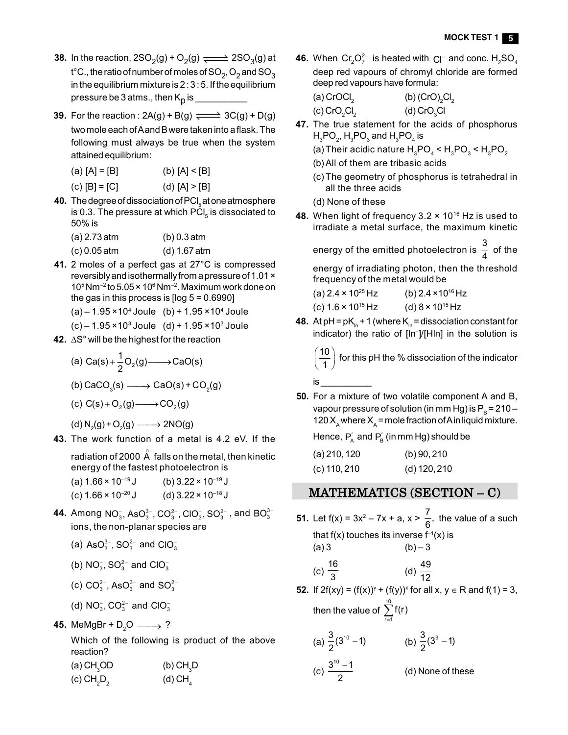**38.** In the reaction, $2SO_2(g) + O_2(g) \rightleftharpoons 2SO_3(g)$ at t°C., the ratio of number of moles of $SO_2$, $O_2$ and $SO_3$ in the equilibrium mixture is 2 : 3 : 5. If the equilibrium pressure be 3 atms., then $K_p$ is __________

**39.** For the reaction : $2A(g) + B(g) \rightleftharpoons 3C(g) + D(g)$ two mole each of A and B were taken into a flask. The following must always be true when the system attained equilibrium:

(a) [A] = [B] (b) [A] < [B]

(c) [B] = [C] (d) [A] > [B]

**40.** The degree of dissociation of $PCl_5$ at one atmosphere is 0.3. The pressure at which $PCl_5$ is dissociated to 50% is

(a) 2.73 atm (b) 0.3 atm

(c) 0.05 atm (d) 1.67 atm

**41.** 2 moles of a perfect gas at 27°C is compressed reversibly and isothermally from a pressure of $1.01 \times 10^5$ $Nm^{-2}$ to $5.05 \times 10^6$ $Nm^{-2}$. Maximum work done on the gas in this process is [log 5 = 0.6990]

(a) $-1.95 \times 10^4$ Joule (b) $+1.95 \times 10^4$ Joule

(c) $-1.95 \times 10^3$ Joule (d) $+1.95 \times 10^3$ Joule

**42.** $\Delta S°$ will be the highest for the reaction

(a) $Ca(s) + \frac{1}{2}O_2(g) \longrightarrow CaO(s)$

(b) $CaCO_3(s) \longrightarrow CaO(s) + CO_2(g)$

(c) $C(s) + O_2(g) \longrightarrow CO_2(g)$

(d) $N_2(g) + O_2(g) \longrightarrow 2NO(g)$

**43.** The work function of a metal is 4.2 eV. If the radiation of 2000 Å falls on the metal, then kinetic energy of the fastest photoelectron is

(a) $1.66 \times 10^{-19}$ J (b) $3.22 \times 10^{-19}$ J

(c) $1.66 \times 10^{-20}$ J (d) $3.22 \times 10^{-18}$ J

**44.** Among $NO_3^-$, $AsO_3^{3-}$, $CO_3^{2-}$, $ClO_3^-$, $SO_3^{2-}$, and $BO_3^{3-}$ ions, the non-planar species are

(a) $AsO_3^{3-}$, $SO_3^{2-}$ and $ClO_3^-$

(b) $NO_3^-$, $SO_3^{2-}$ and $ClO_3^-$

(c) $CO_3^{2-}$, $AsO_3^{3-}$ and $SO_3^{2-}$

(d) $NO_3^-$, $CO_3^{2-}$ and $ClO_3^-$

**45.** $MeMgBr + D_2O \longrightarrow$ ?

Which of the following is product of the above reaction?

(a) $CH_3OD$ (b) $CH_3D$

(c) $CH_2D_2$ (d) $CH_4$

**46.** When $Cr_2O_7^{2-}$ is heated with $Cl^-$ and conc. $H_2SO_4$ deep red vapours of chromyl chloride are formed deep red vapours have formula:

(a) $CrOCl_2$ (b) $(CrO)_2Cl_2$

(c) $CrO_2Cl_2$ (d) $CrO_3Cl$

**47.** The true statement for the acids of phosphorus $H_3PO_2$, $H_3PO_3$ and $H_3PO_4$ is

(a) Their acidic nature $H_3PO_4 < H_3PO_3 < H_3PO_2$

(b) All of them are tribasic acids

(c) The geometry of phosphorus is tetrahedral in all the three acids

(d) None of these

**48.** When light of frequency $3.2 \times 10^{16}$ Hz is used to irradiate a metal surface, the maximum kinetic energy of the emitted photoelectron is $\frac{3}{4}$ of the energy of irradiating photon, then the threshold frequency of the metal would be

(a) $2.4 \times 10^{25}$ Hz (b) $2.4 \times 10^{16}$ Hz

(c) $1.6 \times 10^{15}$ Hz (d) $8 \times 10^{15}$ Hz

**48.** At $pH = pK_{In} + 1$ (where $K_{In}$ = dissociation constant for indicator) the ratio of $[In^-]/[HIn]$ in the solution is $\left(\frac{10}{1}\right)$ for this pH the % dissociation of the indicator is __________

**50.** For a mixture of two volatile component A and B, vapour pressure of solution (in mm Hg) is $P_S = 210 - 120X_A$ where $X_A$ = mole fraction of A in liquid mixture. Hence, $P_A^°$ and $P_B^°$ (in mm Hg) should be

(a) 210, 120 (b) 90, 210

(c) 110, 210 (d) 120, 210

## MATHEMATICS (SECTION – C)

**51.** Let $f(x) = 3x^2 - 7x + a$, $x > \frac{7}{6}$, the value of a such that f(x) touches its inverse $f^{-1}(x)$ is

(a) 3 (b) – 3

(c) $\frac{16}{3}$ (d) $\frac{49}{12}$

**52.** If $2f(xy) = (f(x))^y + (f(y))^x$ for all $x, y \in R$ and f(1) = 3, then the value of $\sum_{r=1}^{10} f(r)$

(a) $\frac{3}{2}(3^{10} - 1)$ (b) $\frac{3}{2}(3^9 - 1)$

(c) $\frac{3^{10} - 1}{2}$ (d) None of these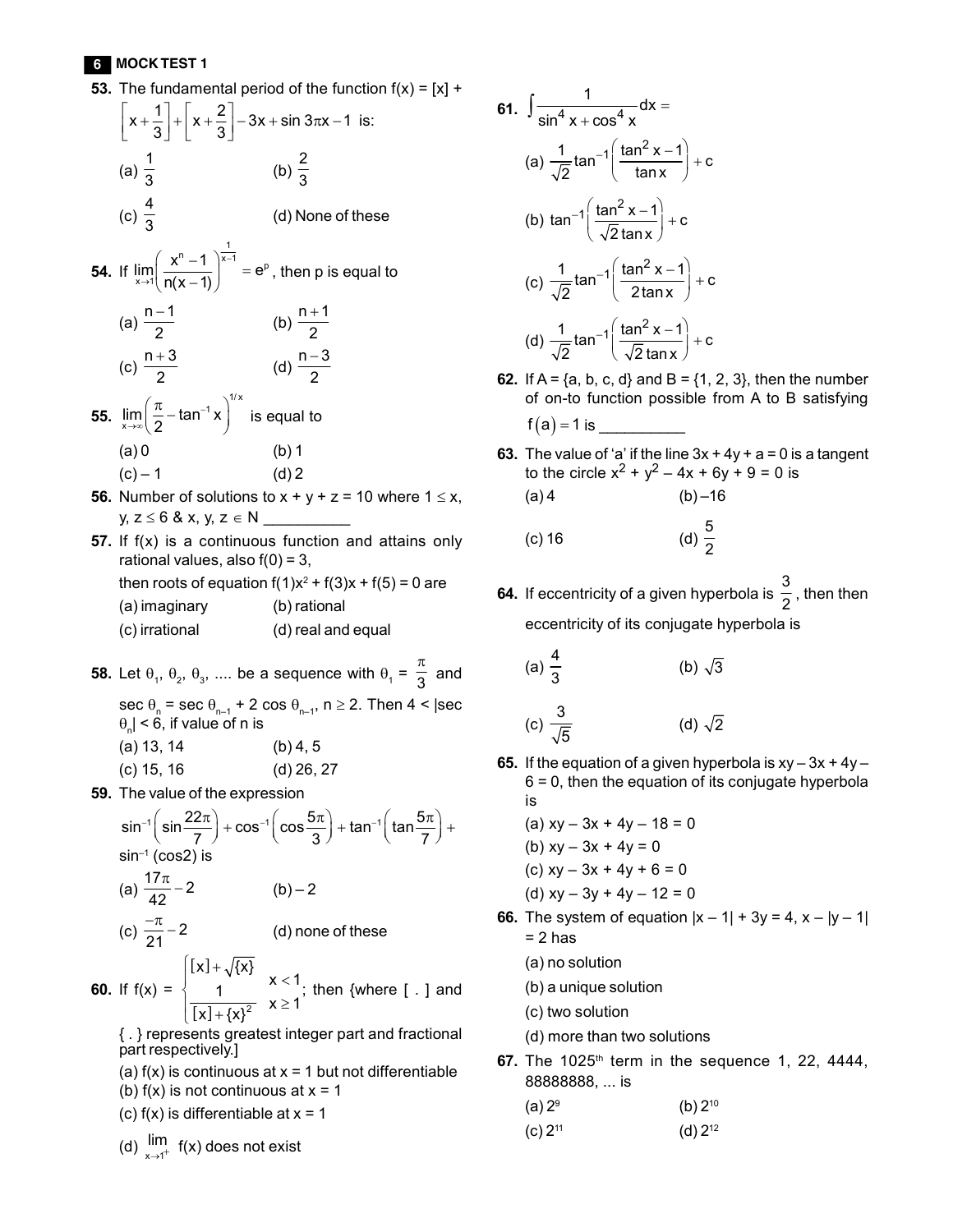**53.** The fundamental period of the function $f(x) = [x] + \left[x+\frac{1}{3}\right]+\left[x+\frac{2}{3}\right]-3x+\sin 3\pi x-1$ is:

(a) $\frac{1}{3}$ (b) $\frac{2}{3}$

(c) $\frac{4}{3}$ (d) None of these

**54.** If $\lim\limits_{x\to 1}\left(\frac{x^n-1}{n(x-1)}\right)^{\frac{1}{x-1}} = e^p$, then p is equal to

(a) $\frac{n-1}{2}$ (b) $\frac{n+1}{2}$

(c) $\frac{n+3}{2}$ (d) $\frac{n-3}{2}$

**55.** $\lim\limits_{x\to\infty}\left(\frac{\pi}{2}-\tan^{-1}x\right)^{1/x}$ is equal to

(a) 0 (b) 1

(c) – 1 (d) 2

**56.** Number of solutions to $x + y + z = 10$ where $1 \le x, y, z \le 6$ & $x, y, z \in N$ __________

**57.** If f(x) is a continuous function and attains only rational values, also $f(0) = 3$, then roots of equation $f(1)x^2 + f(3)x + f(5) = 0$ are

(a) imaginary (b) rational

(c) irrational (d) real and equal

**58.** Let $\theta_1, \theta_2, \theta_3$, .... be a sequence with $\theta_1 = \frac{\pi}{3}$ and $\sec\theta_n = \sec\theta_{n-1} + 2\cos\theta_{n-1}$, $n \ge 2$. Then $4 < |\sec\theta_n| < 6$, if value of n is

(a) 13, 14 (b) 4, 5

(c) 15, 16 (d) 26, 27

**59.** The value of the expression

$\sin^{-1}\left(\sin\frac{22\pi}{7}\right)+\cos^{-1}\left(\cos\frac{5\pi}{3}\right)+\tan^{-1}\left(\tan\frac{5\pi}{7}\right)+\sin^{-1}(\cos 2)$ is

(a) $\frac{17\pi}{42}-2$ (b) – 2

(c) $\frac{-\pi}{21}-2$ (d) none of these

**60.** If $f(x) = \begin{cases}[x]+\sqrt{\{x\}} & x<1 \\ \frac{1}{[x]+\{x\}^2} & x\ge 1\end{cases}$; then {where [ . ] and { . } represents greatest integer part and fractional part respectively.]

(a) f(x) is continuous at x = 1 but not differentiable

(b) f(x) is not continuous at x = 1

(c) f(x) is differentiable at x = 1

(d) $\lim\limits_{x\to 1^+} f(x)$ does not exist

**61.** $\int \frac{1}{\sin^4 x+\cos^4 x}dx =$

(a) $\frac{1}{\sqrt{2}}\tan^{-1}\left(\frac{\tan^2 x-1}{\tan x}\right)+c$

(b) $\tan^{-1}\left(\frac{\tan^2 x-1}{\sqrt{2}\tan x}\right)+c$

(c) $\frac{1}{\sqrt{2}}\tan^{-1}\left(\frac{\tan^2 x-1}{2\tan x}\right)+c$

(d) $\frac{1}{\sqrt{2}}\tan^{-1}\left(\frac{\tan^2 x-1}{\sqrt{2}\tan x}\right)+c$

**62.** If A = {a, b, c, d} and B = {1, 2, 3}, then the number of on-to function possible from A to B satisfying $f(a) = 1$ is __________

**63.** The value of 'a' if the line $3x + 4y + a = 0$ is a tangent to the circle $x^2 + y^2 - 4x + 6y + 9 = 0$ is

(a) 4 (b) –16

(c) 16 (d) $\frac{5}{2}$

**64.** If eccentricity of a given hyperbola is $\frac{3}{2}$, then then eccentricity of its conjugate hyperbola is

(a) $\frac{4}{3}$ (b) $\sqrt{3}$

(c) $\frac{3}{\sqrt{5}}$ (d) $\sqrt{2}$

**65.** If the equation of a given hyperbola is $xy - 3x + 4y - 6 = 0$, then the equation of its conjugate hyperbola is

(a) $xy - 3x + 4y - 18 = 0$

(b) $xy - 3x + 4y = 0$

(c) $xy - 3x + 4y + 6 = 0$

(d) $xy - 3y + 4y - 12 = 0$

**66.** The system of equation $|x - 1| + 3y = 4$, $x - |y - 1| = 2$ has

(a) no solution

(b) a unique solution

(c) two solution

(d) more than two solutions

**67.** The 1025th term in the sequence 1, 22, 4444, 88888888, ... is

(a) $2^9$ (b) $2^{10}$

(c) $2^{11}$ (d) $2^{12}$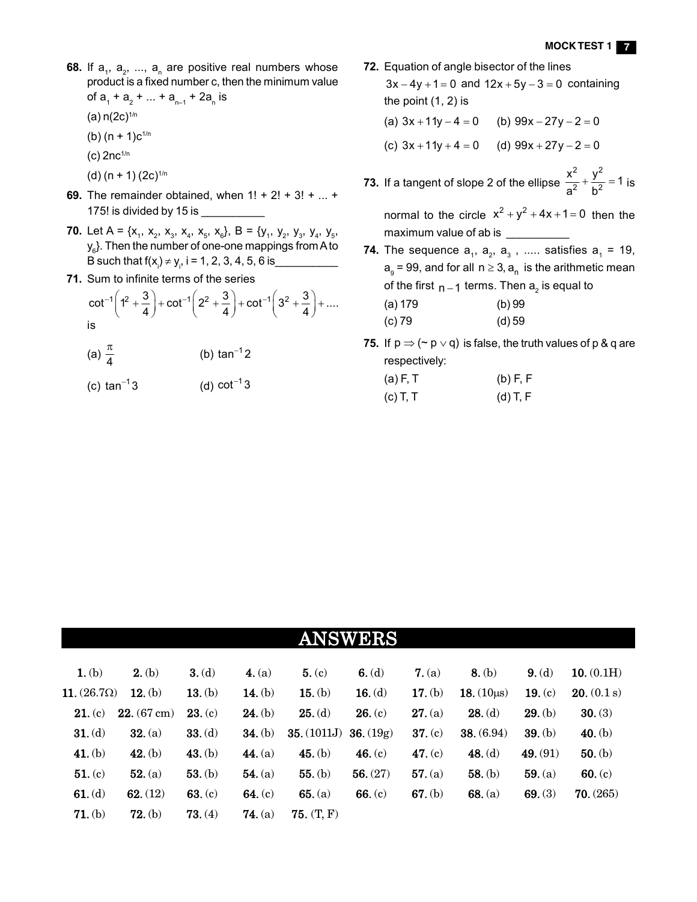**68.** If $a_1, a_2, ..., a_n$ are positive real numbers whose product is a fixed number c, then the minimum value of $a_1 + a_2 + ... + a_{n-1} + 2a_n$ is

(a) $n(2c)^{1/n}$

(b) $(n + 1)c^{1/n}$

(c) $2nc^{1/n}$

(d) $(n + 1)(2c)^{1/n}$

**69.** The remainder obtained, when 1! + 2! + 3! + ... + 175! is divided by 15 is __________

**70.** Let A = $\{x_1, x_2, x_3, x_4, x_5, x_6\}$, B = $\{y_1, y_2, y_3, y_4, y_5, y_6\}$. Then the number of one-one mappings from A to B such that $f(x_i) \neq y_i$, i = 1, 2, 3, 4, 5, 6 is__________

**71.** Sum to infinite terms of the series

$$\cot^{-1}\left(1^2 + \frac{3}{4}\right) + \cot^{-1}\left(2^2 + \frac{3}{4}\right) + \cot^{-1}\left(3^2 + \frac{3}{4}\right) + ....$$

is

(a) $\frac{\pi}{4}$ (b) $\tan^{-1} 2$

(c) $\tan^{-1} 3$ (d) $\cot^{-1} 3$

**72.** Equation of angle bisector of the lines $3x - 4y + 1 = 0$ and $12x + 5y - 3 = 0$ containing the point (1, 2) is

(a) $3x + 11y - 4 = 0$ (b) $99x - 27y - 2 = 0$

(c) $3x + 11y + 4 = 0$ (d) $99x + 27y - 2 = 0$

**73.** If a tangent of slope 2 of the ellipse $\frac{x^2}{a^2} + \frac{y^2}{b^2} = 1$ is normal to the circle $x^2 + y^2 + 4x + 1 = 0$ then the maximum value of ab is __________

**74.** The sequence $a_1, a_2, a_3$, ..... satisfies $a_1$ = 19, $a_9$ = 99, and for all $n \geq 3$, $a_n$ is the arithmetic mean of the first $n - 1$ terms. Then $a_2$ is equal to

(a) 179 (b) 99

(c) 79 (d) 59

**75.** If $p \Rightarrow (\sim p \vee q)$ is false, the truth values of p & q are respectively:

(a) F, T (b) F, F

(c) T, T (d) T, F

## ANSWERS

| | | | | | | | | | |
|---|---|---|---|---|---|---|---|---|---|
| **1.** (b) | **2.** (b) | **3.** (d) | **4.** (a) | **5.** (c) | **6.** (d) | **7.** (a) | **8.** (b) | **9.** (d) | **10.** (0.1H) |
| **11.** (26.7Ω) | **12.** (b) | **13.** (b) | **14.** (b) | **15.** (b) | **16.** (d) | **17.** (b) | **18.** (10μs) | **19.** (c) | **20.** (0.1 s) |
| **21.** (c) | **22.** (67 cm) | **23.** (c) | **24.** (b) | **25.** (d) | **26.** (c) | **27.** (a) | **28.** (d) | **29.** (b) | **30.** (3) |
| **31.** (d) | **32.** (a) | **33.** (d) | **34.** (b) | **35.** (1011J) | **36.** (19g) | **37.** (c) | **38.** (6.94) | **39.** (b) | **40.** (b) |
| **41.** (b) | **42.** (b) | **43.** (b) | **44.** (a) | **45.** (b) | **46.** (c) | **47.** (c) | **48.** (d) | **49.** (91) | **50.** (b) |
| **51.** (c) | **52.** (a) | **53.** (b) | **54.** (a) | **55.** (b) | **56.** (27) | **57.** (a) | **58.** (b) | **59.** (a) | **60.** (c) |
| **61.** (d) | **62.** (12) | **63.** (c) | **64.** (c) | **65.** (a) | **66.** (c) | **67.** (b) | **68.** (a) | **69.** (3) | **70.** (265) |
| **71.** (b) | **72.** (b) | **73.** (4) | **74.** (a) | **75.** (T, F) | | | | | |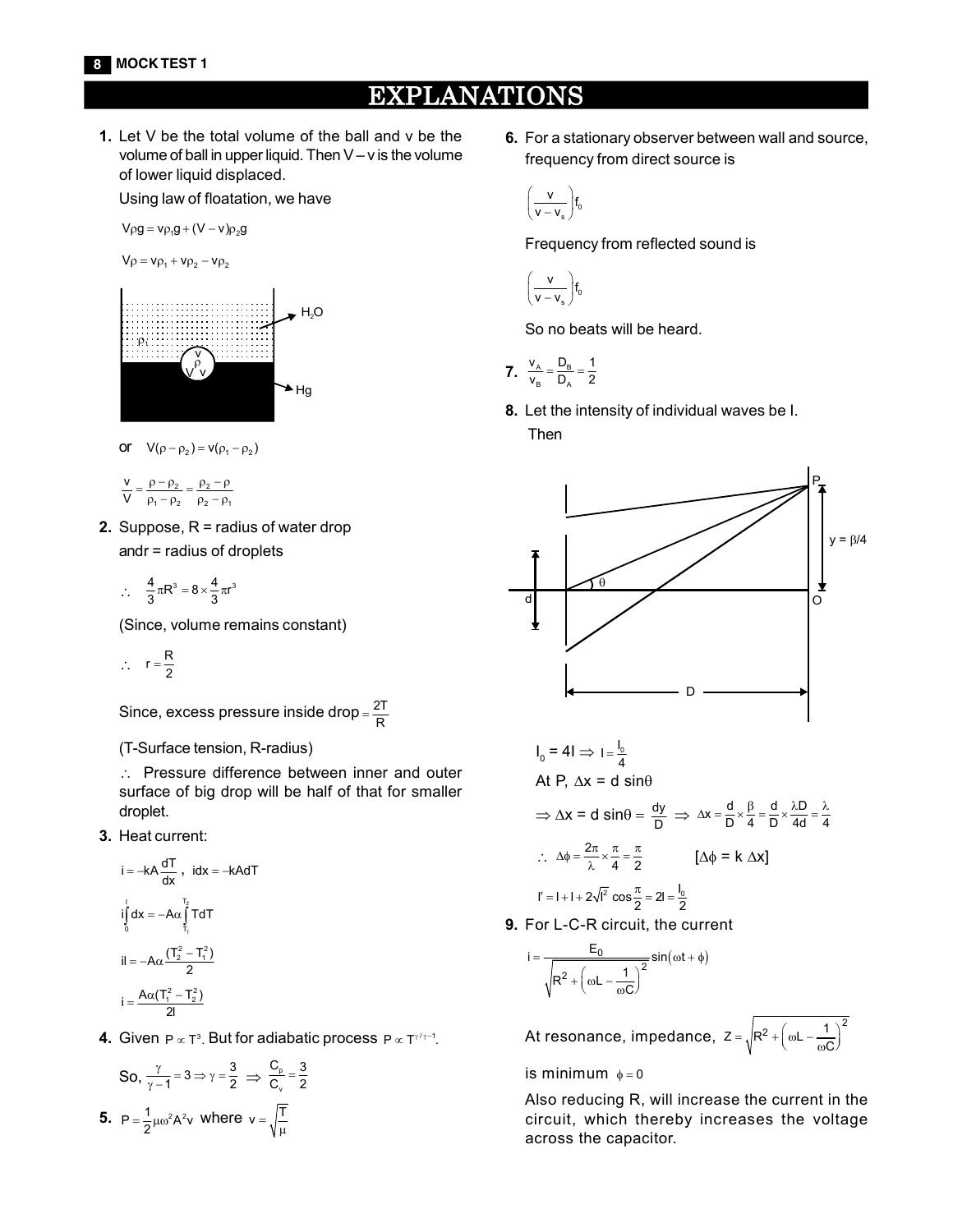# EXPLANATIONS

**1.** Let V be the total volume of the ball and v be the volume of ball in upper liquid. Then V – v is the volume of lower liquid displaced.

Using law of floatation, we have

$$V\rho g = v\rho_1 g + (V - v)\rho_2 g$$

$$V\rho = v\rho_1 + V\rho_2 - v\rho_2$$

or $V(\rho - \rho_2) = v(\rho_1 - \rho_2)$

$$\frac{v}{V} = \frac{\rho - \rho_2}{\rho_1 - \rho_2} = \frac{\rho_2 - \rho}{\rho_2 - \rho_1}$$

**2.** Suppose, R = radius of water drop and r = radius of droplets

$$\therefore \quad \frac{4}{3}\pi R^3 = 8 \times \frac{4}{3}\pi r^3$$

(Since, volume remains constant)

$$\therefore \quad r = \frac{R}{2}$$

Since, excess pressure inside drop $= \frac{2T}{R}$

(T-Surface tension, R-radius)

$\therefore$ Pressure difference between inner and outer surface of big drop will be half of that for smaller droplet.

**3.** Heat current:

$$i = -kA\frac{dT}{dx}, \quad idx = -kAdT$$

$$i\int_0^l dx = -A\alpha\int_{T_1}^{T_2} TdT$$

$$il = -A\alpha\frac{(T_2^2 - T_1^2)}{2}$$

$$i = \frac{A\alpha(T_1^2 - T_2^2)}{2l}$$

**4.** Given $P \propto T^3$. But for adiabatic process $P \propto T^{\gamma/\gamma-1}$.

So, $\frac{\gamma}{\gamma - 1} = 3 \Rightarrow \gamma = \frac{3}{2} \Rightarrow \frac{C_p}{C_v} = \frac{3}{2}$

**5.** $P = \frac{1}{2}\mu\omega^2 A^2 v$ where $v = \sqrt{\frac{T}{\mu}}$

**6.** For a stationary observer between wall and source, frequency from direct source is

$$\left(\frac{v}{v - v_s}\right)f_0$$

Frequency from reflected sound is

$$\left(\frac{v}{v - v_s}\right)f_0$$

So no beats will be heard.

**7.** $\frac{v_A}{v_B} = \frac{D_B}{D_A} = \frac{1}{2}$

**8.** Let the intensity of individual waves be I. Then

$I_0 = 4I \Rightarrow I = \frac{I_0}{4}$

At P, $\Delta x = d\sin\theta$

$$\Rightarrow \Delta x = d\sin\theta = \frac{dy}{D} \Rightarrow \Delta x = \frac{d}{D} \times \frac{\beta}{4} = \frac{d}{D} \times \frac{\lambda D}{4d} = \frac{\lambda}{4}$$

$$\therefore \quad \Delta\phi = \frac{2\pi}{\lambda} \times \frac{\pi}{4} = \frac{\pi}{2} \qquad [\Delta\phi = k\,\Delta x]$$

$$I' = I + I + 2\sqrt{I^2}\cos\frac{\pi}{2} = 2I = \frac{I_0}{2}$$

**9.** For L-C-R circuit, the current

$$i = \frac{E_0}{\sqrt{R^2 + \left(\omega L - \frac{1}{\omega C}\right)^2}}\sin(\omega t + \phi)$$

At resonance, impedance, $Z = \sqrt{R^2 + \left(\omega L - \frac{1}{\omega C}\right)^2}$

is minimum $\phi = 0$

Also reducing R, will increase the current in the circuit, which thereby increases the voltage across the capacitor.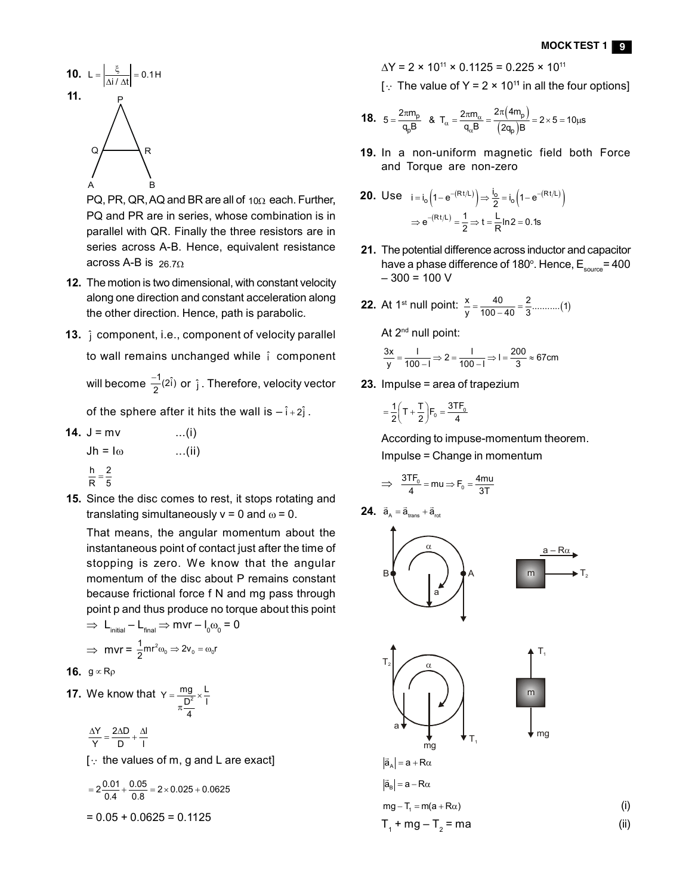**10.** $L = \left|\frac{\xi}{\Delta i / \Delta t}\right| = 0.1\,H$

**11.**

PQ, PR, QR, AQ and BR are all of $10\Omega$ each. Further, PQ and PR are in series, whose combination is in parallel with QR. Finally the three resistors are in series across A-B. Hence, equivalent resistance across A-B is $26.7\Omega$

**12.** The motion is two dimensional, with constant velocity along one direction and constant acceleration along the other direction. Hence, path is parabolic.

**13.** $\hat{j}$ component, i.e., component of velocity parallel to wall remains unchanged while $\hat{i}$ component will become $\frac{-1}{2}(2\hat{i})$ or $\hat{j}$. Therefore, velocity vector of the sphere after it hits the wall is $-\hat{i}+2\hat{j}$.

**14.** $J = mv$ ...(i)

$Jh = I\omega$ ...(ii)

$\frac{h}{R} = \frac{2}{5}$

**15.** Since the disc comes to rest, it stops rotating and translating simultaneously v = 0 and ω = 0.

That means, the angular momentum about the instantaneous point of contact just after the time of stopping is zero. We know that the angular momentum of the disc about P remains constant because frictional force f N and mg pass through point p and thus produce no torque about this point

$\Rightarrow L_{initial} - L_{final} \Rightarrow mvr - I_0\omega_0 = 0$

$\Rightarrow mvr = \frac{1}{2}mr^2\omega_0 \Rightarrow 2v_0 = \omega_0 r$

**16.** $g \propto R\rho$

**17.** We know that $Y = \frac{mg}{\pi\frac{D^2}{4}} \times \frac{L}{l}$

$\frac{\Delta Y}{Y} = \frac{2\Delta D}{D} + \frac{\Delta l}{l}$

[∵ the values of m, g and L are exact]

$= 2\frac{0.01}{0.4} + \frac{0.05}{0.8} = 2\times 0.025 + 0.0625$

$= 0.05 + 0.0625 = 0.1125$

$\Delta Y = 2 \times 10^{11} \times 0.1125 = 0.225 \times 10^{11}$

[∵ The value of $Y = 2 \times 10^{11}$ in all the four options]

**18.** $5 = \frac{2\pi m_p}{q_p B}$ & $T_\alpha = \frac{2\pi m_\alpha}{q_\alpha B} = \frac{2\pi(4m_p)}{(2q_p)B} = 2\times 5 = 10\mu s$

**19.** In a non-uniform magnetic field both Force and Torque are non-zero

**20.** Use $i = i_0\left(1 - e^{-(Rt/L)}\right) \Rightarrow \frac{i_0}{2} = i_0\left(1 - e^{-(Rt/L)}\right)$

$\Rightarrow e^{-(Rt/L)} = \frac{1}{2} \Rightarrow t = \frac{L}{R}\ln 2 = 0.1s$

**21.** The potential difference across inductor and capacitor have a phase difference of 180°. Hence, $E_{source} = 400 - 300 = 100$ V

**22.** At 1st null point: $\frac{x}{y} = \frac{40}{100-40} = \frac{2}{3}$...........(1)

At 2nd null point:

$\frac{3x}{y} = \frac{l}{100-l} \Rightarrow 2 = \frac{l}{100-l} \Rightarrow l = \frac{200}{3} \approx 67\text{cm}$

**23.** Impulse = area of trapezium

$= \frac{1}{2}\left(T + \frac{T}{2}\right)F_0 = \frac{3TF_0}{4}$

According to impuse-momentum theorem.

Impulse = Change in momentum

$\Rightarrow \frac{3TF_0}{4} = mu \Rightarrow F_0 = \frac{4mu}{3T}$

**24.** $\vec{a}_A = \vec{a}_{trans} + \vec{a}_{rot}$

$|\vec{a}_A| = a + R\alpha$

$|\vec{a}_B| = a - R\alpha$

$mg - T_1 = m(a + R\alpha)$ (i)

$T_1 + mg - T_2 = ma$ (ii)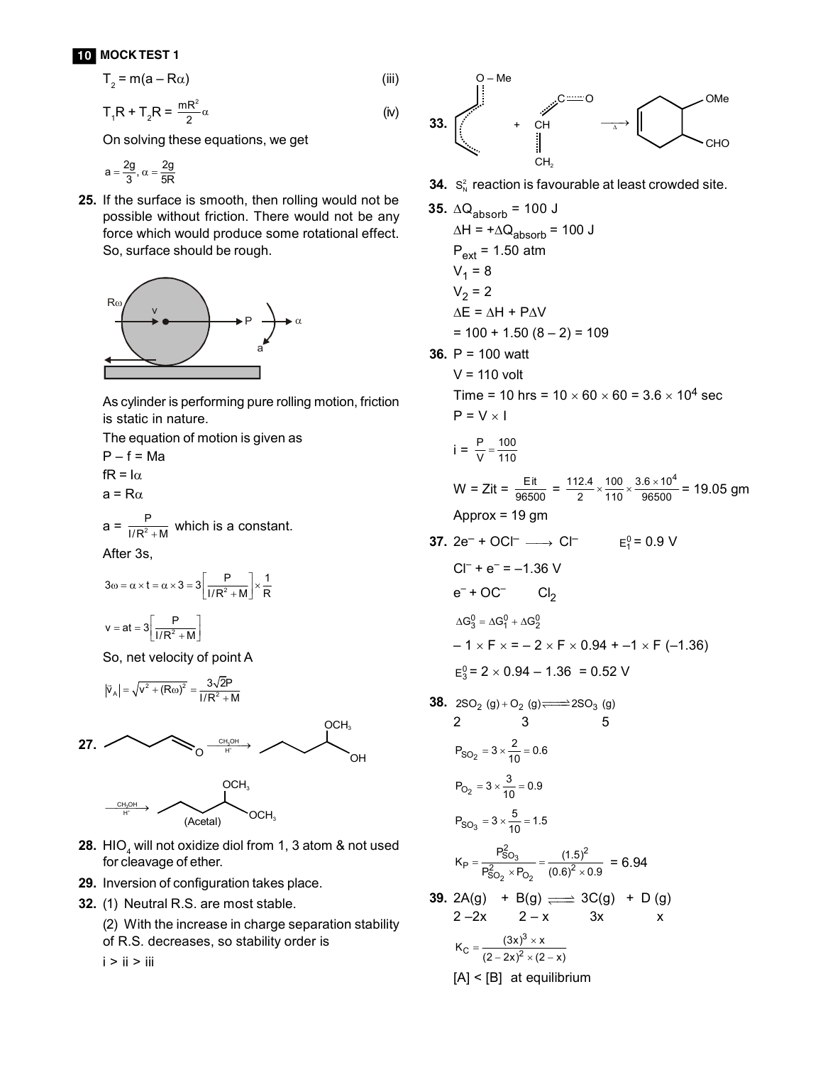$T_2 = m(a - R\alpha)$ (iii)

$T_1R + T_2R = \frac{mR^2}{2}\alpha$ (iv)

On solving these equations, we get

$a = \frac{2g}{3}, \alpha = \frac{2g}{5R}$

**25.** If the surface is smooth, then rolling would not be possible without friction. There would not be any force which would produce some rotational effect. So, surface should be rough.

As cylinder is performing pure rolling motion, friction is static in nature.

The equation of motion is given as

$P - f = Ma$

$fR = I\alpha$

$a = R\alpha$

$a = \frac{P}{I/R^2 + M}$ which is a constant.

After 3s,

$3\omega = \alpha \times t = \alpha \times 3 = 3\left[\frac{P}{I/R^2 + M}\right] \times \frac{1}{R}$

$v = at = 3\left[\frac{P}{I/R^2 + M}\right]$

So, net velocity of point A

$|\vec{v}_A| = \sqrt{v^2 + (R\omega)^2} = \frac{3\sqrt{2}P}{I/R^2 + M}$

**27.** Butanal $\xrightarrow[H^+]{CH_3OH}$ $CH_3CH_2CH_2CH(OCH_3)OH$ $\xrightarrow[H^+]{CH_3OH}$ $CH_3CH_2CH_2CH(OCH_3)OCH_3$ (Acetal)

**28.** $HIO_4$ will not oxidize diol from 1, 3 atom & not used for cleavage of ether.

**29.** Inversion of configuration takes place.

**32.** (1) Neutral R.S. are most stable.

(2) With the increase in charge separation stability of R.S. decreases, so stability order is

i > ii > iii

**33.** Diene (with O – Me) + $CH_2=CH-C=O$ $\xrightarrow{\Delta}$ cyclohexene with OMe and CHO

**34.** $S_N^2$ reaction is favourable at least crowded site.

**35.** $\Delta Q_{absorb} = 100$ J

$\Delta H = +\Delta Q_{absorb} = 100$ J

$P_{ext} = 1.50$ atm

$V_1 = 8$

$V_2 = 2$

$\Delta E = \Delta H + P\Delta V$

$= 100 + 1.50\,(8 - 2) = 109$

**36.** P = 100 watt

V = 110 volt

Time = 10 hrs = $10 \times 60 \times 60 = 3.6 \times 10^4$ sec

$P = V \times I$

$i = \frac{P}{V} = \frac{100}{110}$

$W = Zit = \frac{Eit}{96500} = \frac{112.4}{2} \times \frac{100}{110} \times \frac{3.6 \times 10^4}{96500} = 19.05$ gm

Approx = 19 gm

**37.** $2e^- + OCl^- \longrightarrow Cl^-$ $\quad E_1^0 = 0.9$ V

$Cl^- + e^- = -1.36$ V

$e^- + OC^- \quad Cl_2$

$\Delta G_3^0 = \Delta G_1^0 + \Delta G_2^0$

$-1 \times F \times = -2 \times F \times 0.94 + -1 \times F\,(-1.36)$

$E_3^0 = 2 \times 0.94 - 1.36 = 0.52$ V

**38.** $2SO_2\,(g) + O_2\,(g) \rightleftharpoons 2SO_3\,(g)$

2 3 5

$P_{SO_2} = 3 \times \frac{2}{10} = 0.6$

$P_{O_2} = 3 \times \frac{3}{10} = 0.9$

$P_{SO_3} = 3 \times \frac{5}{10} = 1.5$

$K_P = \frac{P_{SO_3}^2}{P_{SO_2}^2 \times P_{O_2}} = \frac{(1.5)^2}{(0.6)^2 \times 0.9} = 6.94$

**39.** $2A(g) + B(g) \rightleftharpoons 3C(g) + D\,(g)$

$2 - 2x \quad 2 - x \quad 3x \quad x$

$K_C = \frac{(3x)^3 \times x}{(2 - 2x)^2 \times (2 - x)}$

[A] < [B] at equilibrium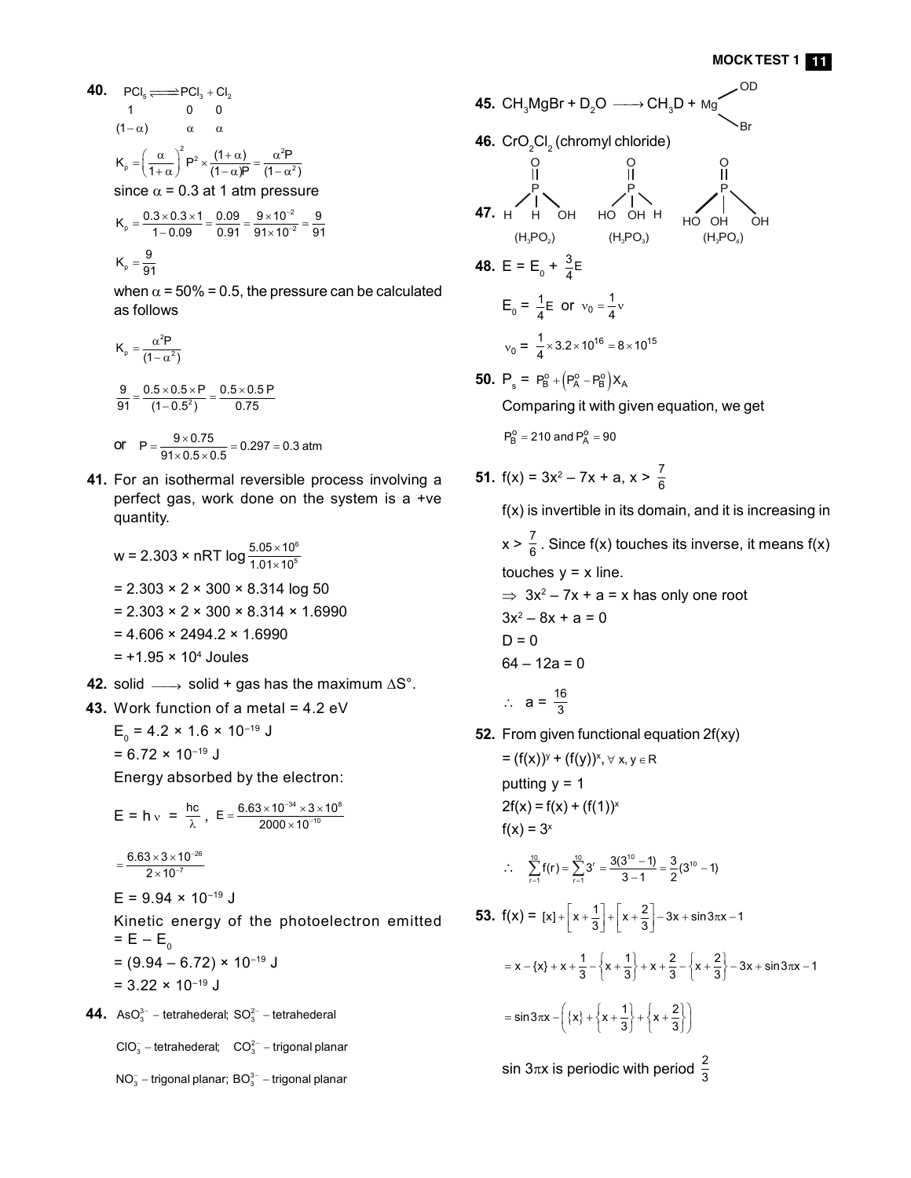**40.** $PCl_5 \rightleftharpoons PCl_3 + Cl_2$

$\quad 1 \qquad\quad 0 \qquad 0$

$(1-\alpha) \qquad \alpha \qquad \alpha$

$$K_p = \left(\frac{\alpha}{1+\alpha}\right)^2 P^2 \times \frac{(1+\alpha)}{(1-\alpha)P} = \frac{\alpha^2 P}{(1-\alpha^2)}$$

since $\alpha = 0.3$ at 1 atm pressure

$$K_p = \frac{0.3 \times 0.3 \times 1}{1-0.09} = \frac{0.09}{0.91} = \frac{9 \times 10^{-2}}{91 \times 10^{-2}} = \frac{9}{91}$$

$$K_p = \frac{9}{91}$$

when $\alpha = 50\% = 0.5$, the pressure can be calculated as follows

$$K_p = \frac{\alpha^2 P}{(1-\alpha^2)}$$

$$\frac{9}{91} = \frac{0.5 \times 0.5 \times P}{(1-0.5^2)} = \frac{0.5 \times 0.5\,P}{0.75}$$

or $P = \dfrac{9 \times 0.75}{91 \times 0.5 \times 0.5} = 0.297 = 0.3$ atm

**41.** For an isothermal reversible process involving a perfect gas, work done on the system is a +ve quantity.

$w = 2.303 \times nRT \log \dfrac{5.05 \times 10^6}{1.01 \times 10^5}$

$= 2.303 \times 2 \times 300 \times 8.314 \log 50$

$= 2.303 \times 2 \times 300 \times 8.314 \times 1.6990$

$= 4.606 \times 2494.2 \times 1.6990$

$= +1.95 \times 10^4$ Joules

**42.** solid $\longrightarrow$ solid + gas has the maximum $\Delta S°$.

**43.** Work function of a metal = 4.2 eV

$E_0 = 4.2 \times 1.6 \times 10^{-19}$ J

$= 6.72 \times 10^{-19}$ J

Energy absorbed by the electron:

$E = h\nu = \dfrac{hc}{\lambda}$, $E = \dfrac{6.63 \times 10^{-34} \times 3 \times 10^8}{2000 \times 10^{-10}}$

$= \dfrac{6.63 \times 3 \times 10^{-26}}{2 \times 10^{-7}}$

$E = 9.94 \times 10^{-19}$ J

Kinetic energy of the photoelectron emitted $= E - E_0$

$= (9.94 - 6.72) \times 10^{-19}$ J

$= 3.22 \times 10^{-19}$ J

**44.** $AsO_3^{3-}$ – tetrahederal; $SO_3^{2-}$ – tetrahederal

$ClO_3^-$ – tetrahederal; $CO_3^{2-}$ – trigonal planar

$NO_3^-$ – trigonal planar; $BO_3^{3-}$ – trigonal planar

**45.** $CH_3MgBr + D_2O \longrightarrow CH_3D + Mg(OD)(Br)$

**46.** $CrO_2Cl_2$ (chromyl chloride)

**47.** Structures: P(=O)(H)(H)(OH) $(H_3PO_2)$; P(=O)(OH)(OH)(H) $(H_3PO_3)$; P(=O)(OH)(OH)(OH) $(H_3PO_4)$

**48.** $E = E_0 + \frac{3}{4}E$

$E_0 = \frac{1}{4}E$ or $\nu_0 = \frac{1}{4}\nu$

$\nu_0 = \frac{1}{4} \times 3.2 \times 10^{16} = 8 \times 10^{15}$

**50.** $P_s = P_B^o + \left(P_A^o - P_B^o\right)X_A$

Comparing it with given equation, we get

$P_B^o = 210$ and $P_A^o = 90$

**51.** $f(x) = 3x^2 - 7x + a$, $x > \frac{7}{6}$

f(x) is invertible in its domain, and it is increasing in $x > \frac{7}{6}$. Since f(x) touches its inverse, it means f(x) touches y = x line.

$\Rightarrow 3x^2 - 7x + a = x$ has only one root

$3x^2 - 8x + a = 0$

$D = 0$

$64 - 12a = 0$

$\therefore\ a = \frac{16}{3}$

**52.** From given functional equation $2f(xy)$

$= (f(x))^y + (f(y))^x$, $\forall\ x, y \in R$

putting y = 1

$2f(x) = f(x) + (f(1))^x$

$f(x) = 3^x$

$$\therefore\ \sum_{r=1}^{10} f(r) = \sum_{r=1}^{10} 3^r = \frac{3(3^{10}-1)}{3-1} = \frac{3}{2}(3^{10}-1)$$

**53.** $f(x) = [x] + \left[x + \frac{1}{3}\right] + \left[x + \frac{2}{3}\right] - 3x + \sin 3\pi x - 1$

$$= x - \{x\} + x + \frac{1}{3} - \left\{x + \frac{1}{3}\right\} + x + \frac{2}{3} - \left\{x + \frac{2}{3}\right\} - 3x + \sin 3\pi x - 1$$

$$= \sin 3\pi x - \left(\{x\} + \left\{x + \frac{1}{3}\right\} + \left\{x + \frac{2}{3}\right\}\right)$$

$\sin 3\pi x$ is periodic with period $\frac{2}{3}$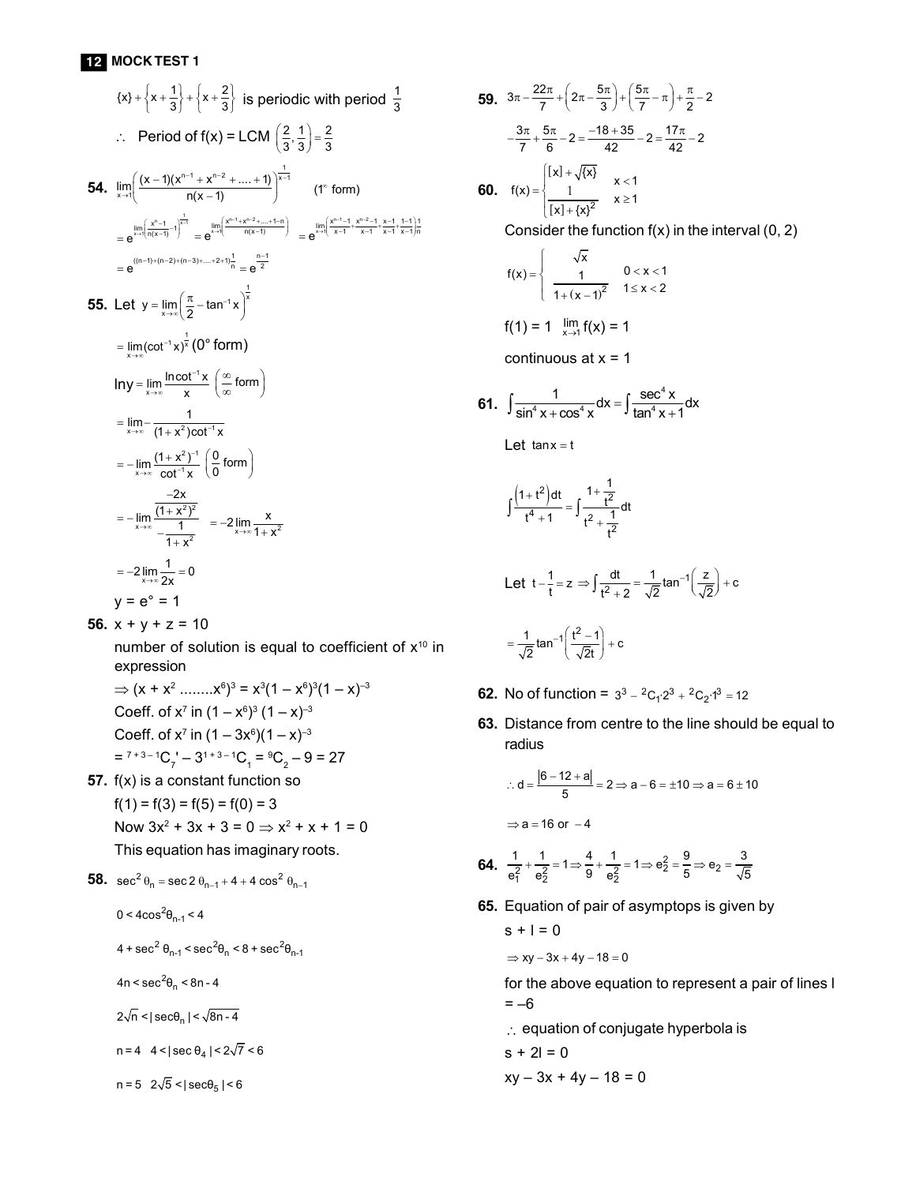$\{x\} + \left\{x + \frac{1}{3}\right\} + \left\{x + \frac{2}{3}\right\}$ is periodic with period $\frac{1}{3}$

$\therefore$ Period of f(x) = LCM $\left(\frac{2}{3}, \frac{1}{3}\right) = \frac{2}{3}$

**54.** $\lim_{x\to 1}\left(\frac{(x-1)(x^{n-1}+x^{n-2}+....+1)}{n(x-1)}\right)^{\frac{1}{x-1}}$ $\quad (1^{\infty}$ form)

$= e^{\lim_{x\to 1}\left(\frac{x^n-1}{n(x-1)}-1\right)\frac{1}{x-1}} = e^{\lim_{x\to 1}\left(\frac{x^{n-1}+x^{n-2}+....+1-n}{n(x-1)}\right)} = e^{\lim_{x\to 1}\left(\frac{x^{n-1}-1}{x-1}+\frac{x^{n-2}-1}{x-1}+\frac{x-1}{x-1}+\frac{1-1}{x-1}\right)\frac{1}{n}}$

$= e^{((n-1)+(n-2)+(n-3)+....+2+1)\frac{1}{n}} = e^{\frac{n-1}{2}}$

**55.** Let $y = \lim_{x\to\infty}\left(\frac{\pi}{2} - \tan^{-1}x\right)^{\frac{1}{x}}$

$= \lim_{x\to\infty}(\cot^{-1}x)^{\frac{1}{x}}$ $(0^{\circ}$ form)

$\ln y = \lim_{x\to\infty}\frac{\ln\cot^{-1}x}{x}$ $\left(\frac{\infty}{\infty}\text{ form}\right)$

$= \lim_{x\to\infty} - \frac{1}{(1+x^2)\cot^{-1}x}$

$= -\lim_{x\to\infty}\frac{(1+x^2)^{-1}}{\cot^{-1}x}$ $\left(\frac{0}{0}\text{ form}\right)$

$= -\lim_{x\to\infty}\frac{\frac{-2x}{(1+x^2)^2}}{-\frac{1}{1+x^2}} = -2\lim_{x\to\infty}\frac{x}{1+x^2}$

$= -2\lim_{x\to\infty}\frac{1}{2x} = 0$

$y = e^{\circ} = 1$

**56.** x + y + z = 10

number of solution is equal to coefficient of $x^{10}$ in expression

$\Rightarrow (x + x^2 ........x^6)^3 = x^3(1 - x^6)^3(1 - x)^{-3}$

Coeff. of $x^7$ in $(1 - x^6)^3(1 - x)^{-3}$

Coeff. of $x^7$ in $(1 - 3x^6)(1 - x)^{-3}$

$= {}^{7+3-1}C_7' - 3^{1+3-1}C_1 = {}^9C_2 - 9 = 27$

**57.** f(x) is a constant function so

f(1) = f(3) = f(5) = f(0) = 3

Now $3x^2 + 3x + 3 = 0 \Rightarrow x^2 + x + 1 = 0$

This equation has imaginary roots.

**58.** $\sec^2\theta_n = \sec 2\,\theta_{n-1} + 4 + 4\cos^2\theta_{n-1}$

$0 < 4\cos^2\theta_{n-1} < 4$

$4 + \sec^2\theta_{n-1} < \sec^2\theta_n < 8 + \sec^2\theta_{n-1}$

$4n < \sec^2\theta_n < 8n - 4$

$2\sqrt{n} < |\sec\theta_n| < \sqrt{8n-4}$

$n = 4 \quad 4 < |\sec\theta_4| < 2\sqrt{7} < 6$

$n = 5 \quad 2\sqrt{5} < |\sec\theta_5| < 6$

**59.** $3\pi - \frac{22\pi}{7} + \left(2\pi - \frac{5\pi}{3}\right) + \left(\frac{5\pi}{7} - \pi\right) + \frac{\pi}{2} - 2$

$-\frac{3\pi}{7} + \frac{5\pi}{6} - 2 = \frac{-18+35}{42} - 2 = \frac{17\pi}{42} - 2$

**60.** $f(x) = \begin{cases} [x] + \sqrt{\{x\}} & x < 1 \\ \frac{1}{[x] + \{x\}^2} & x \geq 1 \end{cases}$

Consider the function f(x) in the interval (0, 2)

$f(x) = \begin{cases} \sqrt{x} & 0 < x < 1 \\ \frac{1}{1+(x-1)^2} & 1 \leq x < 2 \end{cases}$

f(1) = 1 $\lim_{x\to 1} f(x) = 1$

continuous at x = 1

**61.** $\int\frac{1}{\sin^4 x + \cos^4 x}dx = \int\frac{\sec^4 x}{\tan^4 x + 1}dx$

Let $\tan x = t$

$\int\frac{(1+t^2)dt}{t^4+1} = \int\frac{1+\frac{1}{t^2}}{t^2+\frac{1}{t^2}}dt$

Let $t - \frac{1}{t} = z \Rightarrow \int\frac{dt}{t^2+2} = \frac{1}{\sqrt{2}}\tan^{-1}\left(\frac{z}{\sqrt{2}}\right) + c$

$= \frac{1}{\sqrt{2}}\tan^{-1}\left(\frac{t^2-1}{\sqrt{2}t}\right) + c$

**62.** No of function = $3^3 - {}^2C_1 \cdot 2^3 + {}^2C_2 \cdot 1^3 = 12$

**63.** Distance from centre to the line should be equal to radius

$\therefore d = \frac{|6 - 12 + a|}{5} = 2 \Rightarrow a - 6 = \pm 10 \Rightarrow a = 6 \pm 10$

$\Rightarrow a = 16$ or $-4$

**64.** $\frac{1}{e_1^2} + \frac{1}{e_2^2} = 1 \Rightarrow \frac{4}{9} + \frac{1}{e_2^2} = 1 \Rightarrow e_2^2 = \frac{9}{5} \Rightarrow e_2 = \frac{3}{\sqrt{5}}$

**65.** Equation of pair of asymptops is given by

s + l = 0

$\Rightarrow xy - 3x + 4y - 18 = 0$

for the above equation to represent a pair of lines l = –6

$\therefore$ equation of conjugate hyperbola is

s + 2l = 0

xy – 3x + 4y – 18 = 0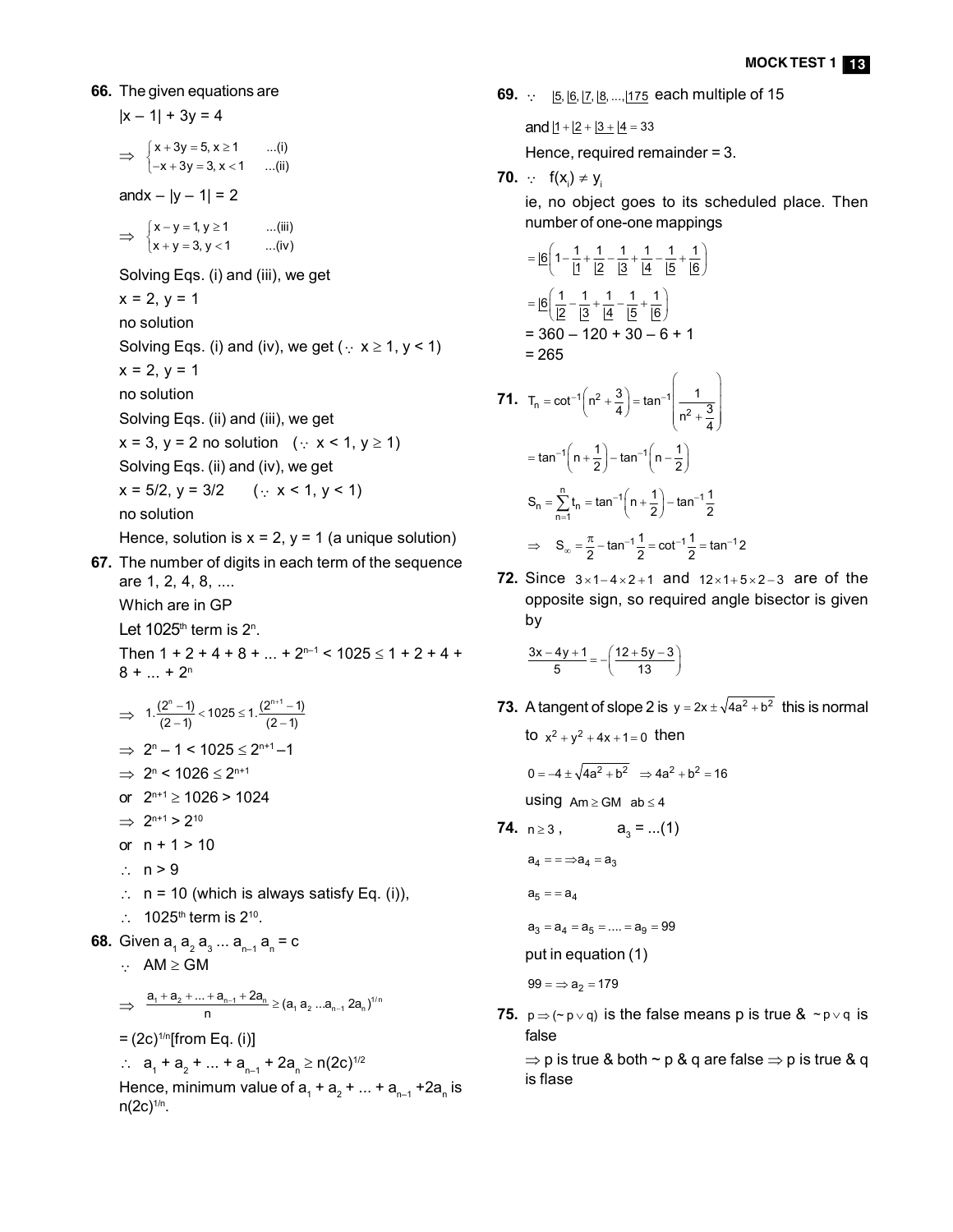**66.** The given equations are

$|x - 1| + 3y = 4$

$\Rightarrow \begin{cases} x + 3y = 5, x \geq 1 & ...(i) \\ -x + 3y = 3, x < 1 & ...(ii) \end{cases}$

andx – |y – 1| = 2

$\Rightarrow \begin{cases} x - y = 1, y \geq 1 & ...(iii) \\ x + y = 3, y < 1 & ...(iv) \end{cases}$

Solving Eqs. (i) and (iii), we get

x = 2, y = 1

no solution

Solving Eqs. (i) and (iv), we get ($\because$ $x \geq 1, y < 1$)

x = 2, y = 1

no solution

Solving Eqs. (ii) and (iii), we get

x = 3, y = 2 no solution ($\because$ $x < 1, y \geq 1$)

Solving Eqs. (ii) and (iv), we get

x = 5/2, y = 3/2 ($\because$ $x < 1, y < 1$)

no solution

Hence, solution is x = 2, y = 1 (a unique solution)

**67.** The number of digits in each term of the sequence are 1, 2, 4, 8, ....

Which are in GP

Let 1025th term is $2^n$.

Then $1 + 2 + 4 + 8 + ... + 2^{n-1} < 1025 \leq 1 + 2 + 4 + 8 + ... + 2^n$

$\Rightarrow 1.\frac{(2^n - 1)}{(2 - 1)} < 1025 \leq 1.\frac{(2^{n+1} - 1)}{(2 - 1)}$

$\Rightarrow 2^n - 1 < 1025 \leq 2^{n+1} - 1$

$\Rightarrow 2^n < 1026 \leq 2^{n+1}$

or $2^{n+1} \geq 1026 > 1024$

$\Rightarrow 2^{n+1} > 2^{10}$

or $n + 1 > 10$

$\therefore$ $n > 9$

$\therefore$ n = 10 (which is always satisfy Eq. (i)),

$\therefore$ 1025th term is $2^{10}$.

**68.** Given $a_1 a_2 a_3 ... a_{n-1} a_n = c$

$\because$ AM $\geq$ GM

$\Rightarrow \frac{a_1 + a_2 + ... + a_{n-1} + 2a_n}{n} \geq (a_1 a_2 ... a_{n-1} 2a_n)^{1/n}$

$= (2c)^{1/n}$[from Eq. (i)]

$\therefore$ $a_1 + a_2 + ... + a_{n-1} + 2a_n \geq n(2c)^{1/2}$

Hence, minimum value of $a_1 + a_2 + ... + a_{n-1} + 2a_n$ is $n(2c)^{1/n}$.

**69.** $\because$ $\underline{|5}, \underline{|6}, \underline{|7}, \underline{|8}, ..., \underline{|175}$ each multiple of 15

and $\underline{|1} + \underline{|2} + \underline{|3} + \underline{|4} = 33$

Hence, required remainder = 3.

**70.** $\because$ $f(x_i) \neq y_i$

ie, no object goes to its scheduled place. Then number of one-one mappings

$= \underline{|6}\left(1 - \frac{1}{\underline{|1}} + \frac{1}{\underline{|2}} - \frac{1}{\underline{|3}} + \frac{1}{\underline{|4}} - \frac{1}{\underline{|5}} + \frac{1}{\underline{|6}}\right)$

$= \underline{|6}\left(\frac{1}{\underline{|2}} - \frac{1}{\underline{|3}} + \frac{1}{\underline{|4}} - \frac{1}{\underline{|5}} + \frac{1}{\underline{|6}}\right)$

= 360 – 120 + 30 – 6 + 1

= 265

**71.** $T_n = \cot^{-1}\left(n^2 + \frac{3}{4}\right) = \tan^{-1}\left(\frac{1}{n^2 + \frac{3}{4}}\right)$

$= \tan^{-1}\left(n + \frac{1}{2}\right) - \tan^{-1}\left(n - \frac{1}{2}\right)$

$S_n = \sum_{n=1}^{n} t_n = \tan^{-1}\left(n + \frac{1}{2}\right) - \tan^{-1}\frac{1}{2}$

$\Rightarrow S_\infty = \frac{\pi}{2} - \tan^{-1}\frac{1}{2} = \cot^{-1}\frac{1}{2} = \tan^{-1}2$

**72.** Since $3 \times 1 - 4 \times 2 + 1$ and $12 \times 1 + 5 \times 2 - 3$ are of the opposite sign, so required angle bisector is given by

$\frac{3x - 4y + 1}{5} = -\left(\frac{12 + 5y - 3}{13}\right)$

**73.** A tangent of slope 2 is $y = 2x \pm \sqrt{4a^2 + b^2}$ this is normal to $x^2 + y^2 + 4x + 1 = 0$ then

$0 = -4 \pm \sqrt{4a^2 + b^2} \Rightarrow 4a^2 + b^2 = 16$

using $Am \geq GM$ $ab \leq 4$

**74.** $n \geq 3$, $a_3$ = ...(1)

$a_4 = = \Rightarrow a_4 = a_3$

$a_5 = = a_4$

$a_3 = a_4 = a_5 = .... = a_9 = 99$

put in equation (1)

$99 = \Rightarrow a_2 = 179$

**75.** $p \Rightarrow (\sim p \vee q)$ is the false means p is true & $\sim p \vee q$ is false

$\Rightarrow$ p is true & both ~ p & q are false $\Rightarrow$ p is true & q is flase